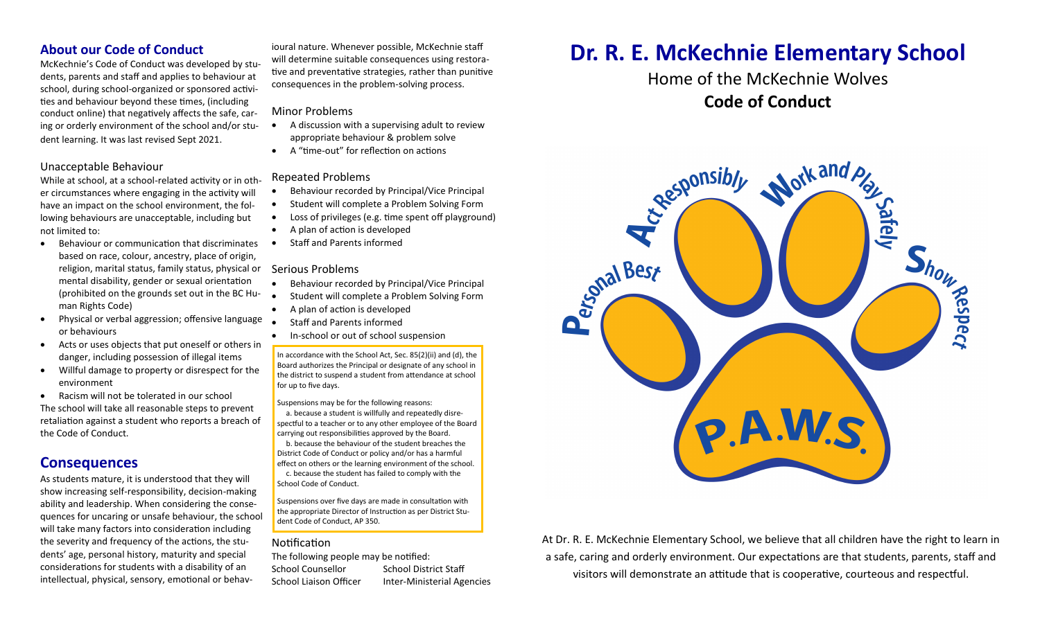## About our Code of Conduct

McKechnie's Code of Conduct was developed by students, parents and staff and applies to behaviour at school, during school-organized or sponsored activities and behaviour beyond these times, (including conduct online) that negatively affects the safe, caring or orderly environment of the school and/or student learning. It was last revised Sept 2021.

### Unacceptable Behaviour

While at school, at a school-related activity or in other circumstances where engaging in the activity will have an impact on the school environment, the following behaviours are unacceptable, including but not limited to:

- Behaviour or communication that discriminates based on race, colour, ancestry, place of origin, religion, marital status, family status, physical or mental disability, gender or sexual orientation (prohibited on the grounds set out in the BC Human Rights Code)
- Physical or verbal aggression; offensive language or behaviours
- Acts or uses objects that put oneself or others in danger, including possession of illegal items
- Willful damage to property or disrespect for the environment
- Racism will not be tolerated in our school

The school will take all reasonable steps to prevent retaliation against a student who reports a breach of the Code of Conduct.

## Consequences

As students mature, it is understood that they will show increasing self-responsibility, decision-making ability and leadership. When considering the consequences for uncaring or unsafe behaviour, the school will take many factors into consideration including the severity and frequency of the actions, the students' age, personal history, maturity and special considerations for students with a disability of an intellectual, physical, sensory, emotional or behavioural nature. Whenever possible, McKechnie staff will determine suitable consequences using restorative and preventative strategies, rather than punitive consequences in the problem-solving process.

### Minor Problems

- A discussion with a supervising adult to review appropriate behaviour & problem solve
- A "time-out" for reflection on actions

### Repeated Problems

- Behaviour recorded by Principal/Vice Principal
- Student will complete a Problem Solving Form
- Loss of privileges (e.g. time spent off playground)
- A plan of action is developed
- Staff and Parents informed

### Serious Problems

- Behaviour recorded by Principal/Vice Principal
- Student will complete a Problem Solving Form
- A plan of action is developed
- Staff and Parents informed
- In-school or out of school suspension

In accordance with the School Act, Sec. 85(2)(ii) and (d), the Board authorizes the Principal or designate of any school in the district to suspend a student from attendance at school for up to five days.

Suspensions may be for the following reasons:

a. because a student is willfully and repeatedly disrespectful to a teacher or to any other employee of the Board carrying out responsibilities approved by the Board.

b. because the behaviour of the student breaches the District Code of Conduct or policy and/or has a harmful effect on others or the learning environment of the school.

c. because the student has failed to comply with the School Code of Conduct.

Suspensions over five days are made in consultation with the appropriate Director of Instruction as per District Student Code of Conduct, AP 350.

### Notification

The following people may be notified:

- School Counsellor
- School District Staff
- School Liaison Officer
- Inter-Ministerial Agencies

# Dr. R. E. McKechnie Elementary School

Home of the McKechnie Wolves

**Code of Conduct**

Personal Best · Act Responsibly · Work and Play Safely · Show Respect

P.A.W.S.

At Dr. R. E. McKechnie Elementary School, we believe that all children have the right to learn in a safe, caring and orderly environment. Our expectations are that students, parents, staff and visitors will demonstrate an attitude that is cooperative, courteous and respectful.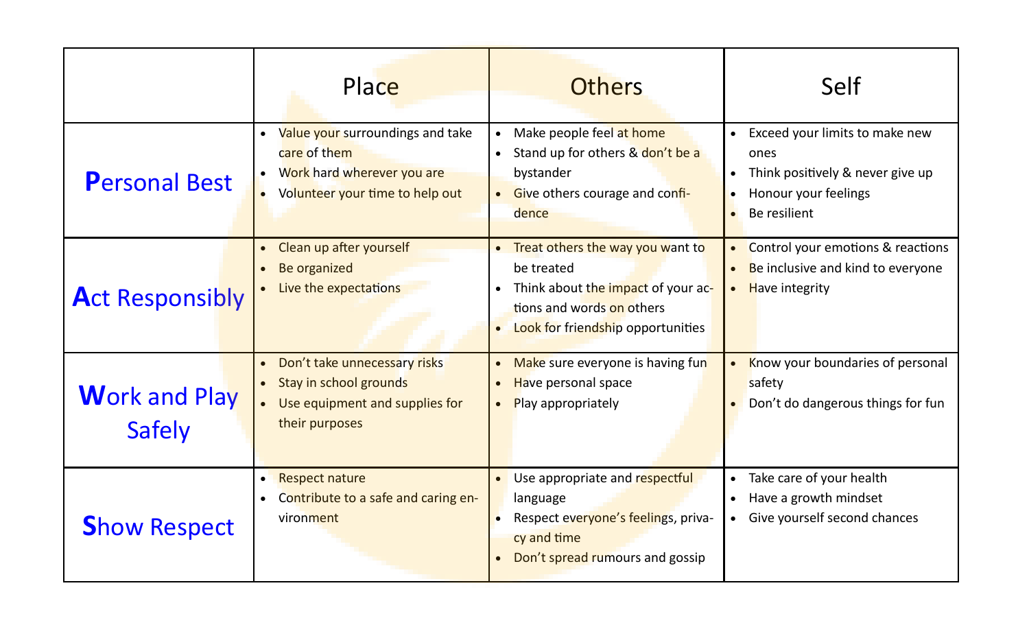| | Place | Others | Self |
|---|---|---|---|
| **P**ersonal Best | • Value your surroundings and take care of them<br>• Work hard wherever you are<br>• Volunteer your time to help out | • Make people feel at home<br>• Stand up for others & don't be a bystander<br>• Give others courage and confidence | • Exceed your limits to make new ones<br>• Think positively & never give up<br>• Honour your feelings<br>• Be resilient |
| **A**ct Responsibly | • Clean up after yourself<br>• Be organized<br>• Live the expectations | • Treat others the way you want to be treated<br>• Think about the impact of your actions and words on others<br>• Look for friendship opportunities | • Control your emotions & reactions<br>• Be inclusive and kind to everyone<br>• Have integrity |
| **W**ork and Play Safely | • Don't take unnecessary risks<br>• Stay in school grounds<br>• Use equipment and supplies for their purposes | • Make sure everyone is having fun<br>• Have personal space<br>• Play appropriately | • Know your boundaries of personal safety<br>• Don't do dangerous things for fun |
| **S**how Respect | • Respect nature<br>• Contribute to a safe and caring environment | • Use appropriate and respectful language<br>• Respect everyone's feelings, privacy and time<br>• Don't spread rumours and gossip | • Take care of your health<br>• Have a growth mindset<br>• Give yourself second chances |